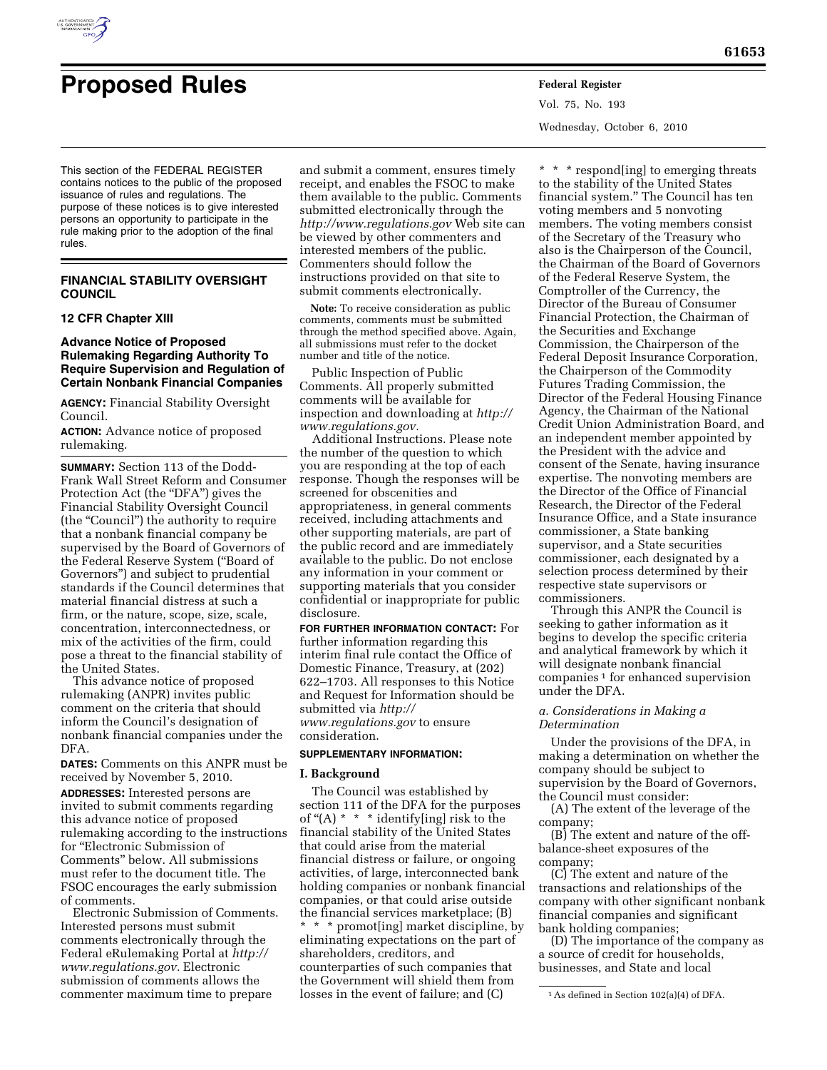# Proposed Rules

This section of the FEDERAL REGISTER contains notices to the public of the proposed issuance of rules and regulations. The purpose of these notices is to give interested persons an opportunity to participate in the rule making prior to the adoption of the final rules.

## FINANCIAL STABILITY OVERSIGHT COUNCIL

### 12 CFR Chapter XIII

### Advance Notice of Proposed Rulemaking Regarding Authority To Require Supervision and Regulation of Certain Nonbank Financial Companies

**AGENCY:** Financial Stability Oversight Council.

**ACTION:** Advance notice of proposed rulemaking.

**SUMMARY:** Section 113 of the Dodd-Frank Wall Street Reform and Consumer Protection Act (the "DFA") gives the Financial Stability Oversight Council (the "Council") the authority to require that a nonbank financial company be supervised by the Board of Governors of the Federal Reserve System ("Board of Governors") and subject to prudential standards if the Council determines that material financial distress at such a firm, or the nature, scope, size, scale, concentration, interconnectedness, or mix of the activities of the firm, could pose a threat to the financial stability of the United States.

This advance notice of proposed rulemaking (ANPR) invites public comment on the criteria that should inform the Council's designation of nonbank financial companies under the DFA.

**DATES:** Comments on this ANPR must be received by November 5, 2010.

**ADDRESSES:** Interested persons are invited to submit comments regarding this advance notice of proposed rulemaking according to the instructions for "Electronic Submission of Comments" below. All submissions must refer to the document title. The FSOC encourages the early submission of comments.

Electronic Submission of Comments. Interested persons must submit comments electronically through the Federal eRulemaking Portal at *http://www.regulations.gov.* Electronic submission of comments allows the commenter maximum time to prepare and submit a comment, ensures timely receipt, and enables the FSOC to make them available to the public. Comments submitted electronically through the *http://www.regulations.gov* Web site can be viewed by other commenters and interested members of the public. Commenters should follow the instructions provided on that site to submit comments electronically.

**Note:** To receive consideration as public comments, comments must be submitted through the method specified above. Again, all submissions must refer to the docket number and title of the notice.

Public Inspection of Public Comments. All properly submitted comments will be available for inspection and downloading at *http://www.regulations.gov.*

Additional Instructions. Please note the number of the question to which you are responding at the top of each response. Though the responses will be screened for obscenities and appropriateness, in general comments received, including attachments and other supporting materials, are part of the public record and are immediately available to the public. Do not enclose any information in your comment or supporting materials that you consider confidential or inappropriate for public disclosure.

**FOR FURTHER INFORMATION CONTACT:** For further information regarding this interim final rule contact the Office of Domestic Finance, Treasury, at (202) 622–1703. All responses to this Notice and Request for Information should be submitted via *http://www.regulations.gov* to ensure consideration.

**SUPPLEMENTARY INFORMATION:**

## I. Background

The Council was established by section 111 of the DFA for the purposes of "(A) * * * identify[ing] risk to the financial stability of the United States that could arise from the material financial distress or failure, or ongoing activities, of large, interconnected bank holding companies or nonbank financial companies, or that could arise outside the financial services marketplace; (B) * * * promot[ing] market discipline, by eliminating expectations on the part of shareholders, creditors, and counterparties of such companies that the Government will shield them from losses in the event of failure; and (C) * * * respond[ing] to emerging threats to the stability of the United States financial system." The Council has ten voting members and 5 nonvoting members. The voting members consist of the Secretary of the Treasury who also is the Chairperson of the Council, the Chairman of the Board of Governors of the Federal Reserve System, the Comptroller of the Currency, the Director of the Bureau of Consumer Financial Protection, the Chairman of the Securities and Exchange Commission, the Chairperson of the Federal Deposit Insurance Corporation, the Chairperson of the Commodity Futures Trading Commission, the Director of the Federal Housing Finance Agency, the Chairman of the National Credit Union Administration Board, and an independent member appointed by the President with the advice and consent of the Senate, having insurance expertise. The nonvoting members are the Director of the Office of Financial Research, the Director of the Federal Insurance Office, and a State insurance commissioner, a State banking supervisor, and a State securities commissioner, each designated by a selection process determined by their respective state supervisors or commissioners.

Through this ANPR the Council is seeking to gather information as it begins to develop the specific criteria and analytical framework by which it will designate nonbank financial companies[1] for enhanced supervision under the DFA.

### *a. Considerations in Making a Determination*

Under the provisions of the DFA, in making a determination on whether the company should be subject to supervision by the Board of Governors, the Council must consider:

(A) The extent of the leverage of the company;

(B) The extent and nature of the off-balance-sheet exposures of the company;

(C) The extent and nature of the transactions and relationships of the company with other significant nonbank financial companies and significant bank holding companies;

(D) The importance of the company as a source of credit for households, businesses, and State and local

[1] As defined in Section 102(a)(4) of DFA.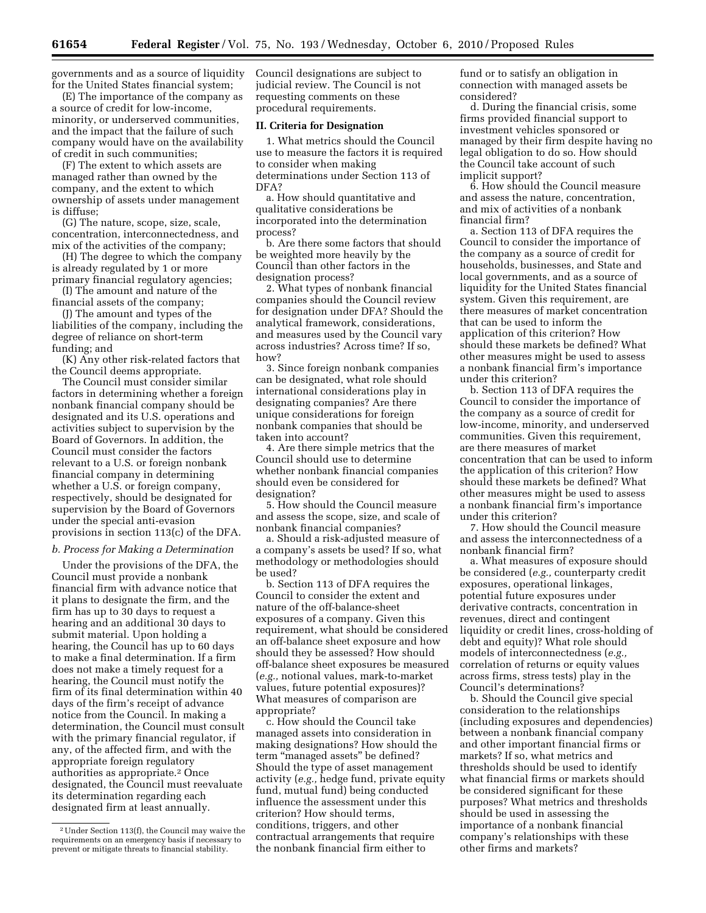governments and as a source of liquidity for the United States financial system;

(E) The importance of the company as a source of credit for low-income, minority, or underserved communities, and the impact that the failure of such company would have on the availability of credit in such communities;

(F) The extent to which assets are managed rather than owned by the company, and the extent to which ownership of assets under management is diffuse;

(G) The nature, scope, size, scale, concentration, interconnectedness, and mix of the activities of the company;

(H) The degree to which the company is already regulated by 1 or more primary financial regulatory agencies;

(I) The amount and nature of the financial assets of the company;

(J) The amount and types of the liabilities of the company, including the degree of reliance on short-term funding; and

(K) Any other risk-related factors that the Council deems appropriate.

The Council must consider similar factors in determining whether a foreign nonbank financial company should be designated and its U.S. operations and activities subject to supervision by the Board of Governors. In addition, the Council must consider the factors relevant to a U.S. or foreign nonbank financial company in determining whether a U.S. or foreign company, respectively, should be designated for supervision by the Board of Governors under the special anti-evasion provisions in section 113(c) of the DFA.

### b. Process for Making a Determination

Under the provisions of the DFA, the Council must provide a nonbank financial firm with advance notice that it plans to designate the firm, and the firm has up to 30 days to request a hearing and an additional 30 days to submit material. Upon holding a hearing, the Council has up to 60 days to make a final determination. If a firm does not make a timely request for a hearing, the Council must notify the firm of its final determination within 40 days of the firm's receipt of advance notice from the Council. In making a determination, the Council must consult with the primary financial regulator, if any, of the affected firm, and with the appropriate foreign regulatory authorities as appropriate.[2] Once designated, the Council must reevaluate its determination regarding each designated firm at least annually. Council designations are subject to judicial review. The Council is not requesting comments on these procedural requirements.

## II. Criteria for Designation

1. What metrics should the Council use to measure the factors it is required to consider when making determinations under Section 113 of DFA?

a. How should quantitative and qualitative considerations be incorporated into the determination process?

b. Are there some factors that should be weighted more heavily by the Council than other factors in the designation process?

2. What types of nonbank financial companies should the Council review for designation under DFA? Should the analytical framework, considerations, and measures used by the Council vary across industries? Across time? If so, how?

3. Since foreign nonbank companies can be designated, what role should international considerations play in designating companies? Are there unique considerations for foreign nonbank companies that should be taken into account?

4. Are there simple metrics that the Council should use to determine whether nonbank financial companies should even be considered for designation?

5. How should the Council measure and assess the scope, size, and scale of nonbank financial companies?

a. Should a risk-adjusted measure of a company's assets be used? If so, what methodology or methodologies should be used?

b. Section 113 of DFA requires the Council to consider the extent and nature of the off-balance-sheet exposures of a company. Given this requirement, what should be considered an off-balance sheet exposure and how should they be assessed? How should off-balance sheet exposures be measured (*e.g.,* notional values, mark-to-market values, future potential exposures)? What measures of comparison are appropriate?

c. How should the Council take managed assets into consideration in making designations? How should the term "managed assets" be defined? Should the type of asset management activity (*e.g.,* hedge fund, private equity fund, mutual fund) being conducted influence the assessment under this criterion? How should terms, conditions, triggers, and other contractual arrangements that require the nonbank financial firm either to fund or to satisfy an obligation in connection with managed assets be considered?

d. During the financial crisis, some firms provided financial support to investment vehicles sponsored or managed by their firm despite having no legal obligation to do so. How should the Council take account of such implicit support?

6. How should the Council measure and assess the nature, concentration, and mix of activities of a nonbank financial firm?

a. Section 113 of DFA requires the Council to consider the importance of the company as a source of credit for households, businesses, and State and local governments, and as a source of liquidity for the United States financial system. Given this requirement, are there measures of market concentration that can be used to inform the application of this criterion? How should these markets be defined? What other measures might be used to assess a nonbank financial firm's importance under this criterion?

b. Section 113 of DFA requires the Council to consider the importance of the company as a source of credit for low-income, minority, and underserved communities. Given this requirement, are there measures of market concentration that can be used to inform the application of this criterion? How should these markets be defined? What other measures might be used to assess a nonbank financial firm's importance under this criterion?

7. How should the Council measure and assess the interconnectedness of a nonbank financial firm?

a. What measures of exposure should be considered (*e.g.,* counterparty credit exposures, operational linkages, potential future exposures under derivative contracts, concentration in revenues, direct and contingent liquidity or credit lines, cross-holding of debt and equity)? What role should models of interconnectedness (*e.g.,* correlation of returns or equity values across firms, stress tests) play in the Council's determinations?

b. Should the Council give special consideration to the relationships (including exposures and dependencies) between a nonbank financial company and other important financial firms or markets? If so, what metrics and thresholds should be used to identify what financial firms or markets should be considered significant for these purposes? What metrics and thresholds should be used in assessing the importance of a nonbank financial company's relationships with these other firms and markets?

[2] Under Section 113(f), the Council may waive the requirements on an emergency basis if necessary to prevent or mitigate threats to financial stability.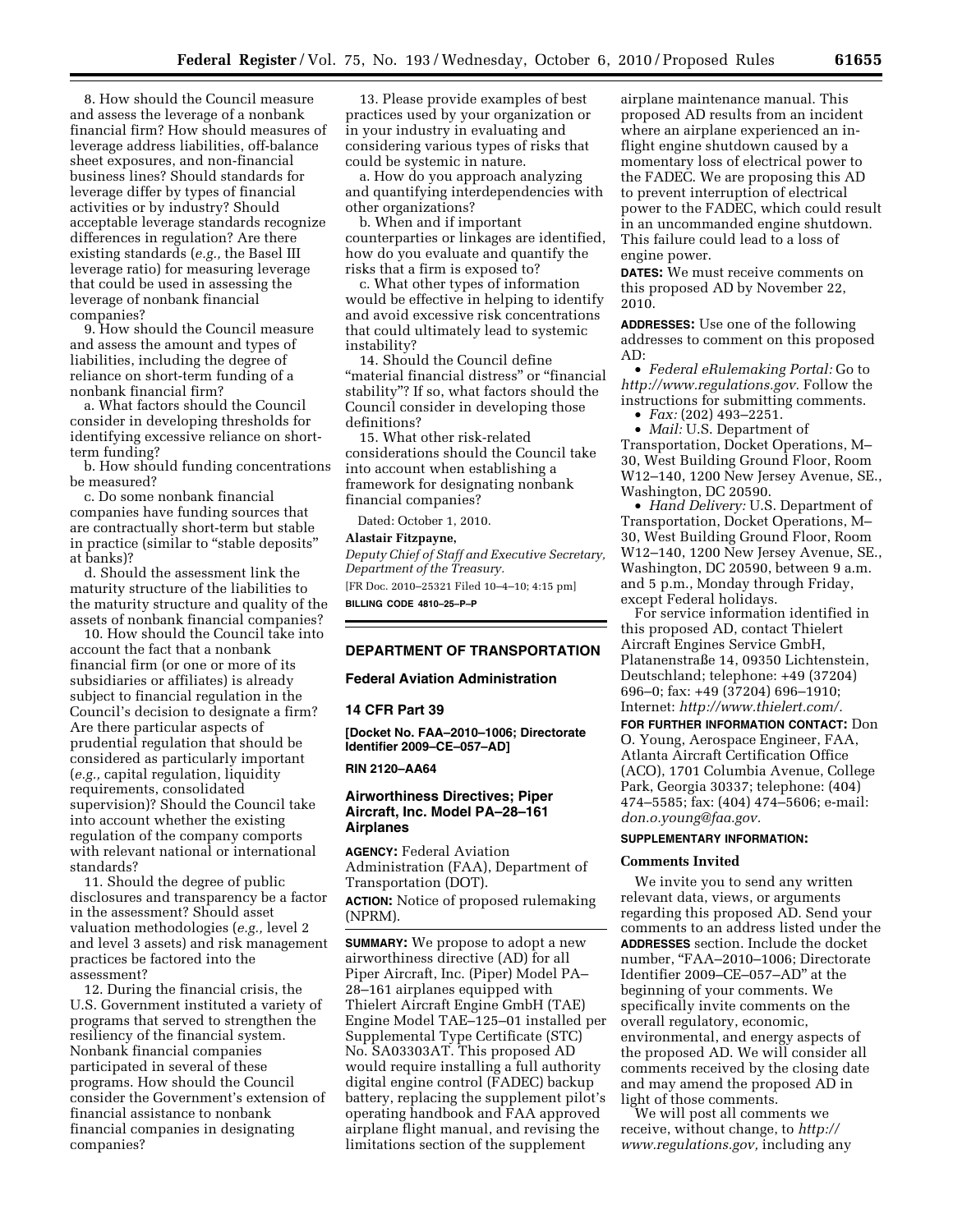8. How should the Council measure and assess the leverage of a nonbank financial firm? How should measures of leverage address liabilities, off-balance sheet exposures, and non-financial business lines? Should standards for leverage differ by types of financial activities or by industry? Should acceptable leverage standards recognize differences in regulation? Are there existing standards (*e.g.,* the Basel III leverage ratio) for measuring leverage that could be used in assessing the leverage of nonbank financial companies?

9. How should the Council measure and assess the amount and types of liabilities, including the degree of reliance on short-term funding of a nonbank financial firm?

a. What factors should the Council consider in developing thresholds for identifying excessive reliance on short-term funding?

b. How should funding concentrations be measured?

c. Do some nonbank financial companies have funding sources that are contractually short-term but stable in practice (similar to "stable deposits" at banks)?

d. Should the assessment link the maturity structure of the liabilities to the maturity structure and quality of the assets of nonbank financial companies?

10. How should the Council take into account the fact that a nonbank financial firm (or one or more of its subsidiaries or affiliates) is already subject to financial regulation in the Council's decision to designate a firm? Are there particular aspects of prudential regulation that should be considered as particularly important (*e.g.,* capital regulation, liquidity requirements, consolidated supervision)? Should the Council take into account whether the existing regulation of the company comports with relevant national or international standards?

11. Should the degree of public disclosures and transparency be a factor in the assessment? Should asset valuation methodologies (*e.g.,* level 2 and level 3 assets) and risk management practices be factored into the assessment?

12. During the financial crisis, the U.S. Government instituted a variety of programs that served to strengthen the resiliency of the financial system. Nonbank financial companies participated in several of these programs. How should the Council consider the Government's extension of financial assistance to nonbank financial companies in designating companies?

13. Please provide examples of best practices used by your organization or in your industry in evaluating and considering various types of risks that could be systemic in nature.

a. How do you approach analyzing and quantifying interdependencies with other organizations?

b. When and if important counterparties or linkages are identified, how do you evaluate and quantify the risks that a firm is exposed to?

c. What other types of information would be effective in helping to identify and avoid excessive risk concentrations that could ultimately lead to systemic instability?

14. Should the Council define "material financial distress" or "financial stability"? If so, what factors should the Council consider in developing those definitions?

15. What other risk-related considerations should the Council take into account when establishing a framework for designating nonbank financial companies?

Dated: October 1, 2010.

**Alastair Fitzpayne,**

*Deputy Chief of Staff and Executive Secretary, Department of the Treasury.*

[FR Doc. 2010–25321 Filed 10–4–10; 4:15 pm]

**BILLING CODE 4810–25–P–P**

## DEPARTMENT OF TRANSPORTATION

### Federal Aviation Administration

### 14 CFR Part 39

**[Docket No. FAA–2010–1006; Directorate Identifier 2009–CE–057–AD]**

**RIN 2120–AA64**

### Airworthiness Directives; Piper Aircraft, Inc. Model PA–28–161 Airplanes

**AGENCY:** Federal Aviation Administration (FAA), Department of Transportation (DOT).

**ACTION:** Notice of proposed rulemaking (NPRM).

**SUMMARY:** We propose to adopt a new airworthiness directive (AD) for all Piper Aircraft, Inc. (Piper) Model PA–28–161 airplanes equipped with Thielert Aircraft Engine GmbH (TAE) Engine Model TAE–125–01 installed per Supplemental Type Certificate (STC) No. SA03303AT. This proposed AD would require installing a full authority digital engine control (FADEC) backup battery, replacing the supplement pilot's operating handbook and FAA approved airplane flight manual, and revising the limitations section of the supplement airplane maintenance manual. This proposed AD results from an incident where an airplane experienced an in-flight engine shutdown caused by a momentary loss of electrical power to the FADEC. We are proposing this AD to prevent interruption of electrical power to the FADEC, which could result in an uncommanded engine shutdown. This failure could lead to a loss of engine power.

**DATES:** We must receive comments on this proposed AD by November 22, 2010.

**ADDRESSES:** Use one of the following addresses to comment on this proposed AD:

- *Federal eRulemaking Portal:* Go to *http://www.regulations.gov.* Follow the instructions for submitting comments.
- *Fax:* (202) 493–2251.
- *Mail:* U.S. Department of Transportation, Docket Operations, M–30, West Building Ground Floor, Room W12–140, 1200 New Jersey Avenue, SE., Washington, DC 20590.
- *Hand Delivery:* U.S. Department of Transportation, Docket Operations, M–30, West Building Ground Floor, Room W12–140, 1200 New Jersey Avenue, SE., Washington, DC 20590, between 9 a.m. and 5 p.m., Monday through Friday, except Federal holidays.

For service information identified in this proposed AD, contact Thielert Aircraft Engines Service GmbH, Platanenstraße 14, 09350 Lichtenstein, Deutschland; telephone: +49 (37204) 696–0; fax: +49 (37204) 696–1910; Internet: *http://www.thielert.com/.*

**FOR FURTHER INFORMATION CONTACT:** Don O. Young, Aerospace Engineer, FAA, Atlanta Aircraft Certification Office (ACO), 1701 Columbia Avenue, College Park, Georgia 30337; telephone: (404) 474–5585; fax: (404) 474–5606; e-mail: *don.o.young@faa.gov.*

**SUPPLEMENTARY INFORMATION:**

**Comments Invited**

We invite you to send any written relevant data, views, or arguments regarding this proposed AD. Send your comments to an address listed under the **ADDRESSES** section. Include the docket number, "FAA–2010–1006; Directorate Identifier 2009–CE–057–AD" at the beginning of your comments. We specifically invite comments on the overall regulatory, economic, environmental, and energy aspects of the proposed AD. We will consider all comments received by the closing date and may amend the proposed AD in light of those comments.

We will post all comments we receive, without change, to *http://www.regulations.gov,* including any